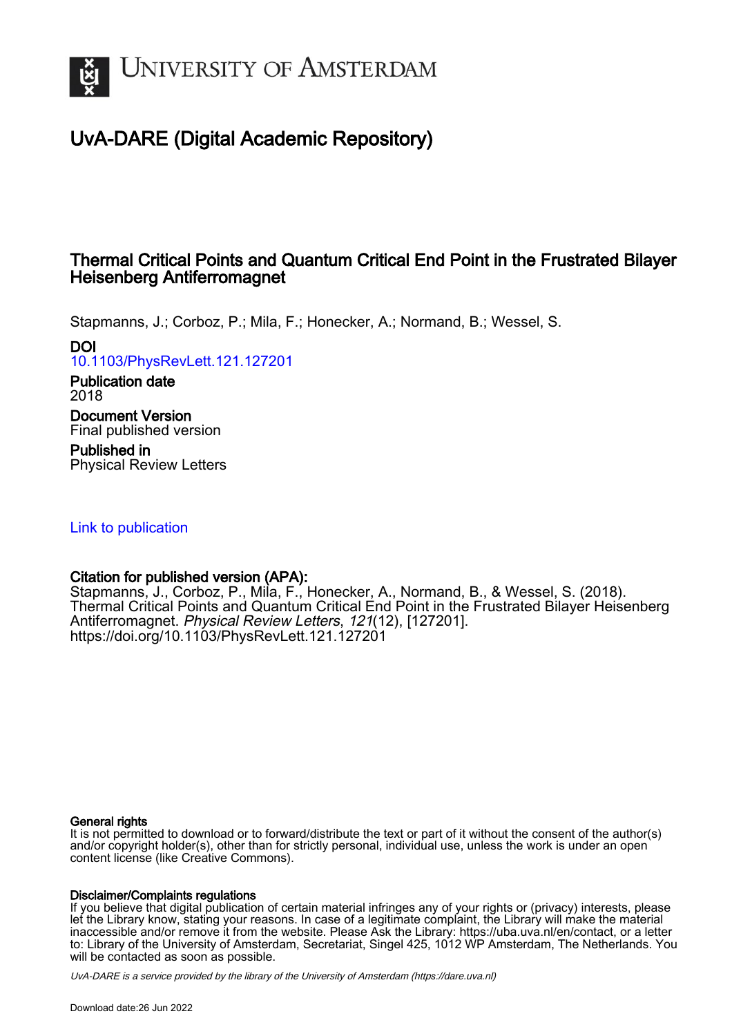# UvA-DARE (Digital Academic Repository)

## Thermal Critical Points and Quantum Critical End Point in the Frustrated Bilayer Heisenberg Antiferromagnet

Stapmanns, J.; Corboz, P.; Mila, F.; Honecker, A.; Normand, B.; Wessel, S.

**DOI**
10.1103/PhysRevLett.121.127201

**Publication date**
2018

**Document Version**
Final published version

**Published in**
Physical Review Letters

Link to publication

**Citation for published version (APA):**
Stapmanns, J., Corboz, P., Mila, F., Honecker, A., Normand, B., & Wessel, S. (2018). Thermal Critical Points and Quantum Critical End Point in the Frustrated Bilayer Heisenberg Antiferromagnet. *Physical Review Letters*, *121*(12), [127201]. https://doi.org/10.1103/PhysRevLett.121.127201

**General rights**
It is not permitted to download or to forward/distribute the text or part of it without the consent of the author(s) and/or copyright holder(s), other than for strictly personal, individual use, unless the work is under an open content license (like Creative Commons).

**Disclaimer/Complaints regulations**
If you believe that digital publication of certain material infringes any of your rights or (privacy) interests, please let the Library know, stating your reasons. In case of a legitimate complaint, the Library will make the material inaccessible and/or remove it from the website. Please Ask the Library: https://uba.uva.nl/en/contact, or a letter to: Library of the University of Amsterdam, Secretariat, Singel 425, 1012 WP Amsterdam, The Netherlands. You will be contacted as soon as possible.

*UvA-DARE is a service provided by the library of the University of Amsterdam (https://dare.uva.nl)*

Download date:26 Jun 2022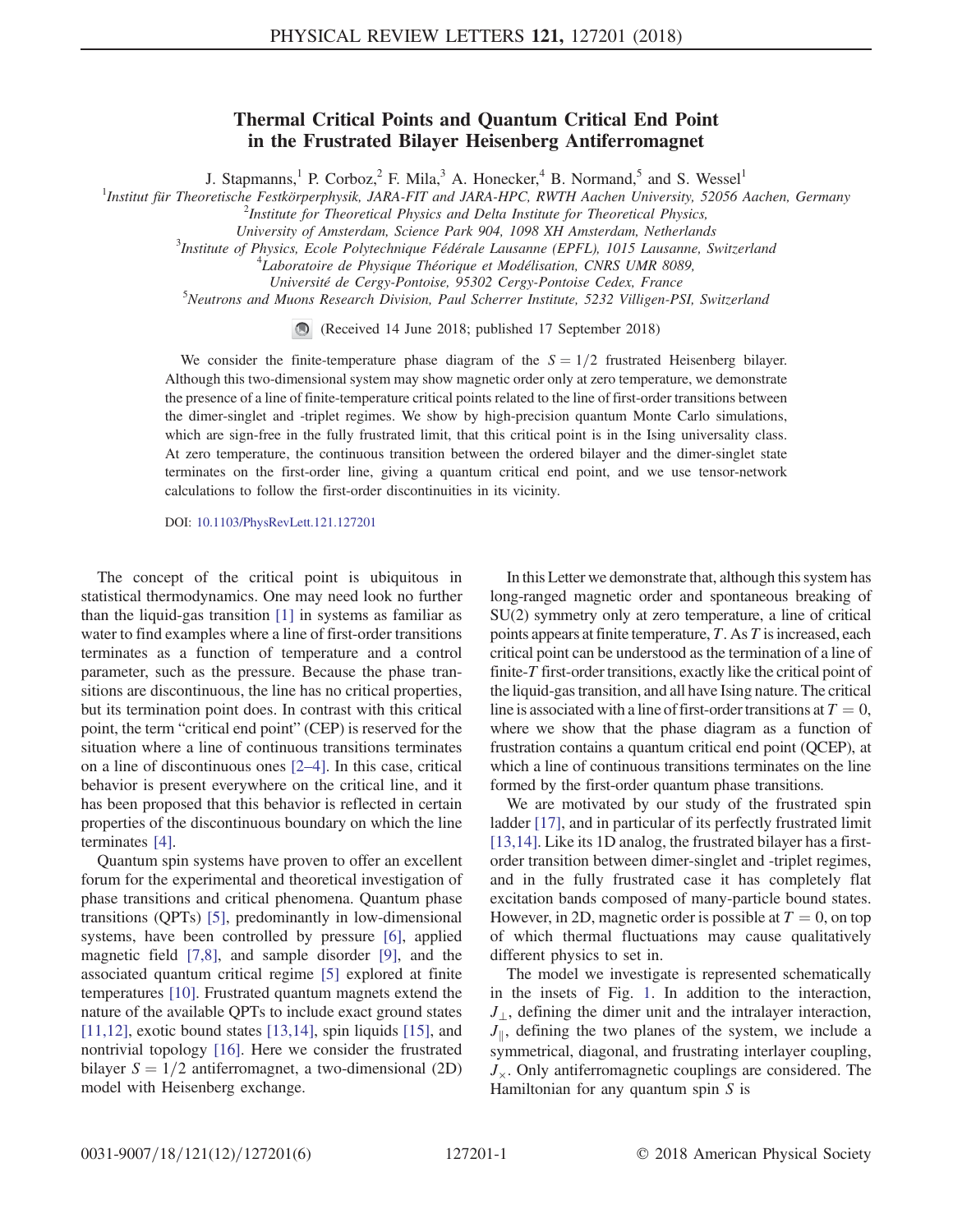# Thermal Critical Points and Quantum Critical End Point in the Frustrated Bilayer Heisenberg Antiferromagnet

J. Stapmanns,[1] P. Corboz,[2] F. Mila,[3] A. Honecker,[4] B. Normand,[5] and S. Wessel[1]

[1]Institut für Theoretische Festkörperphysik, JARA-FIT and JARA-HPC, RWTH Aachen University, 52056 Aachen, Germany
[2]Institute for Theoretical Physics and Delta Institute for Theoretical Physics, University of Amsterdam, Science Park 904, 1098 XH Amsterdam, Netherlands
[3]Institute of Physics, Ecole Polytechnique Fédérale Lausanne (EPFL), 1015 Lausanne, Switzerland
[4]Laboratoire de Physique Théorique et Modélisation, CNRS UMR 8089, Université de Cergy-Pontoise, 95302 Cergy-Pontoise Cedex, France
[5]Neutrons and Muons Research Division, Paul Scherrer Institute, 5232 Villigen-PSI, Switzerland

(Received 14 June 2018; published 17 September 2018)

We consider the finite-temperature phase diagram of the $S = 1/2$ frustrated Heisenberg bilayer. Although this two-dimensional system may show magnetic order only at zero temperature, we demonstrate the presence of a line of finite-temperature critical points related to the line of first-order transitions between the dimer-singlet and -triplet regimes. We show by high-precision quantum Monte Carlo simulations, which are sign-free in the fully frustrated limit, that this critical point is in the Ising universality class. At zero temperature, the continuous transition between the ordered bilayer and the dimer-singlet state terminates on the first-order line, giving a quantum critical end point, and we use tensor-network calculations to follow the first-order discontinuities in its vicinity.

DOI: 10.1103/PhysRevLett.121.127201

The concept of the critical point is ubiquitous in statistical thermodynamics. One may need look no further than the liquid-gas transition [1] in systems as familiar as water to find examples where a line of first-order transitions terminates as a function of temperature and a control parameter, such as the pressure. Because the phase transitions are discontinuous, the line has no critical properties, but its termination point does. In contrast with this critical point, the term "critical end point" (CEP) is reserved for the situation where a line of continuous transitions terminates on a line of discontinuous ones [2–4]. In this case, critical behavior is present everywhere on the critical line, and it has been proposed that this behavior is reflected in certain properties of the discontinuous boundary on which the line terminates [4].

Quantum spin systems have proven to offer an excellent forum for the experimental and theoretical investigation of phase transitions and critical phenomena. Quantum phase transitions (QPTs) [5], predominantly in low-dimensional systems, have been controlled by pressure [6], applied magnetic field [7,8], and sample disorder [9], and the associated quantum critical regime [5] explored at finite temperatures [10]. Frustrated quantum magnets extend the nature of the available QPTs to include exact ground states [11,12], exotic bound states [13,14], spin liquids [15], and nontrivial topology [16]. Here we consider the frustrated bilayer $S = 1/2$ antiferromagnet, a two-dimensional (2D) model with Heisenberg exchange.

In this Letter we demonstrate that, although this system has long-ranged magnetic order and spontaneous breaking of SU(2) symmetry only at zero temperature, a line of critical points appears at finite temperature, $T$. As $T$ is increased, each critical point can be understood as the termination of a line of finite-$T$ first-order transitions, exactly like the critical point of the liquid-gas transition, and all have Ising nature. The critical line is associated with a line of first-order transitions at $T = 0$, where we show that the phase diagram as a function of frustration contains a quantum critical end point (QCEP), at which a line of continuous transitions terminates on the line formed by the first-order quantum phase transitions.

We are motivated by our study of the frustrated spin ladder [17], and in particular of its perfectly frustrated limit [13,14]. Like its 1D analog, the frustrated bilayer has a first-order transition between dimer-singlet and -triplet regimes, and in the fully frustrated case it has completely flat excitation bands composed of many-particle bound states. However, in 2D, magnetic order is possible at $T = 0$, on top of which thermal fluctuations may cause qualitatively different physics to set in.

The model we investigate is represented schematically in the insets of Fig. 1. In addition to the interaction, $J_\perp$, defining the dimer unit and the intralayer interaction, $J_\parallel$, defining the two planes of the system, we include a symmetrical, diagonal, and frustrating interlayer coupling, $J_\times$. Only antiferromagnetic couplings are considered. The Hamiltonian for any quantum spin $S$ is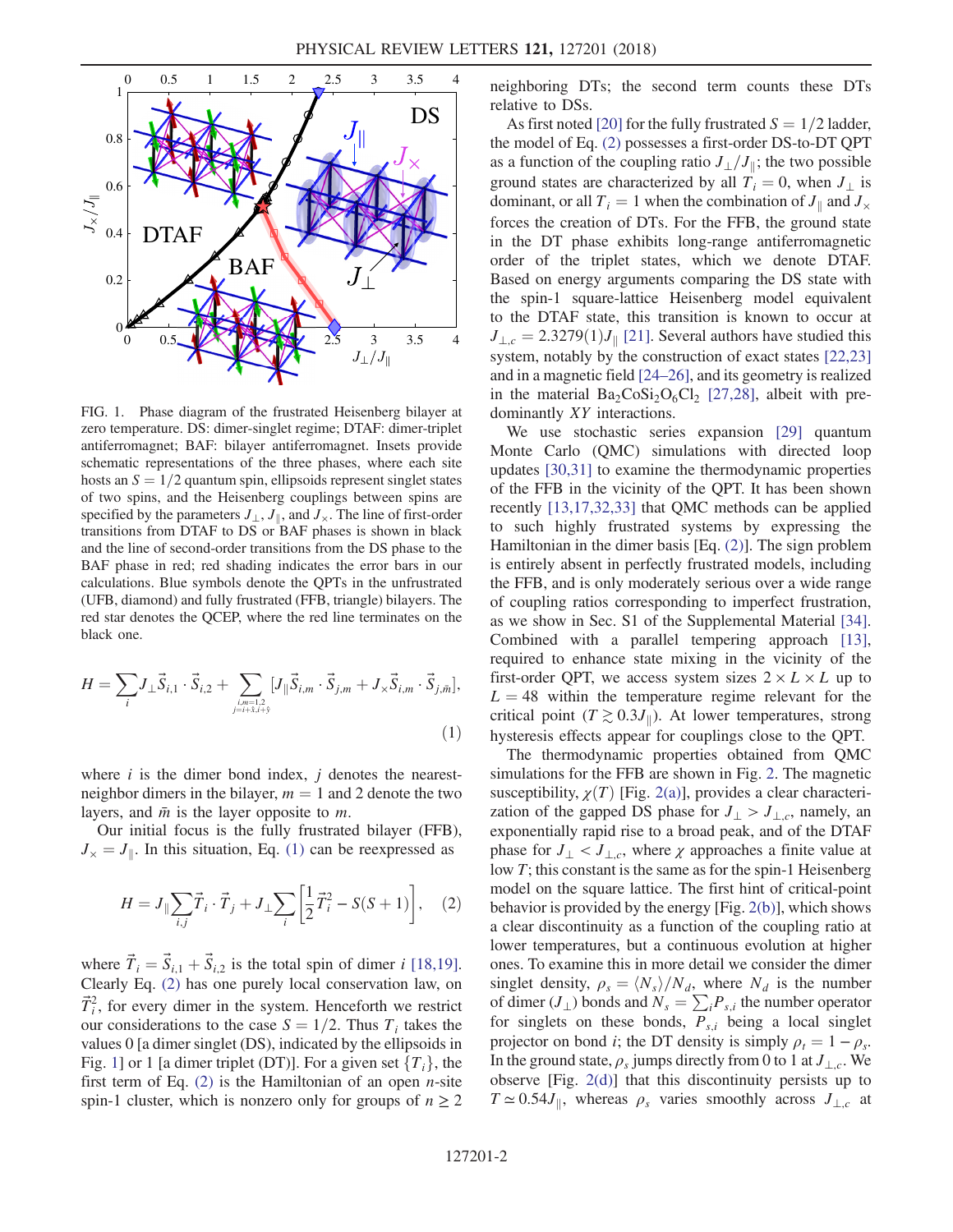FIG. 1. Phase diagram of the frustrated Heisenberg bilayer at zero temperature. DS: dimer-singlet regime; DTAF: dimer-triplet antiferromagnet; BAF: bilayer antiferromagnet. Insets provide schematic representations of the three phases, where each site hosts an $S = 1/2$ quantum spin, ellipsoids represent singlet states of two spins, and the Heisenberg couplings between spins are specified by the parameters $J_\perp$, $J_\parallel$, and $J_\times$. The line of first-order transitions from DTAF to DS or BAF phases is shown in black and the line of second-order transitions from the DS phase to the BAF phase in red; red shading indicates the error bars in our calculations. Blue symbols denote the QPTs in the unfrustrated (UFB, diamond) and fully frustrated (FFB, triangle) bilayers. The red star denotes the QCEP, where the red line terminates on the black one.

$$H = \sum_i J_\perp \vec{S}_{i,1} \cdot \vec{S}_{i,2} + \sum_{\substack{i,m=1,2 \\ j=i+\hat{x},i+\hat{y}}} [J_\parallel \vec{S}_{i,m} \cdot \vec{S}_{j,m} + J_\times \vec{S}_{i,m} \cdot \vec{S}_{j,\bar{m}}], \tag{1}$$

where $i$ is the dimer bond index, $j$ denotes the nearest-neighbor dimers in the bilayer, $m = 1$ and 2 denote the two layers, and $\bar{m}$ is the layer opposite to $m$.

Our initial focus is the fully frustrated bilayer (FFB), $J_\times = J_\parallel$. In this situation, Eq. (1) can be reexpressed as

$$H = J_\parallel \sum_{i,j} \vec{T}_i \cdot \vec{T}_j + J_\perp \sum_i \left[ \frac{1}{2} \vec{T}_i^2 - S(S+1) \right], \tag{2}$$

where $\vec{T}_i = \vec{S}_{i,1} + \vec{S}_{i,2}$ is the total spin of dimer $i$ [18,19]. Clearly Eq. (2) has one purely local conservation law, on $\vec{T}_i^2$, for every dimer in the system. Henceforth we restrict our considerations to the case $S = 1/2$. Thus $T_i$ takes the values 0 [a dimer singlet (DS), indicated by the ellipsoids in Fig. 1] or 1 [a dimer triplet (DT)]. For a given set $\{T_i\}$, the first term of Eq. (2) is the Hamiltonian of an open $n$-site spin-1 cluster, which is nonzero only for groups of $n \geq 2$ neighboring DTs; the second term counts these DTs relative to DSs.

As first noted [20] for the fully frustrated $S = 1/2$ ladder, the model of Eq. (2) possesses a first-order DS-to-DT QPT as a function of the coupling ratio $J_\perp/J_\parallel$; the two possible ground states are characterized by all $T_i = 0$, when $J_\perp$ is dominant, or all $T_i = 1$ when the combination of $J_\parallel$ and $J_\times$ forces the creation of DTs. For the FFB, the ground state in the DT phase exhibits long-range antiferromagnetic order of the triplet states, which we denote DTAF. Based on energy arguments comparing the DS state with the spin-1 square-lattice Heisenberg model equivalent to the DTAF state, this transition is known to occur at $J_{\perp,c} = 2.3279(1) J_\parallel$ [21]. Several authors have studied this system, notably by the construction of exact states [22,23] and in a magnetic field [24–26], and its geometry is realized in the material $Ba_2CoSi_2O_6Cl_2$ [27,28], albeit with predominantly $XY$ interactions.

We use stochastic series expansion [29] quantum Monte Carlo (QMC) simulations with directed loop updates [30,31] to examine the thermodynamic properties of the FFB in the vicinity of the QPT. It has been shown recently [13,17,32,33] that QMC methods can be applied to such highly frustrated systems by expressing the Hamiltonian in the dimer basis [Eq. (2)]. The sign problem is entirely absent in perfectly frustrated models, including the FFB, and is only moderately serious over a wide range of coupling ratios corresponding to imperfect frustration, as we show in Sec. S1 of the Supplemental Material [34]. Combined with a parallel tempering approach [13], required to enhance state mixing in the vicinity of the first-order QPT, we access system sizes $2 \times L \times L$ up to $L = 48$ within the temperature regime relevant for the critical point ($T \gtrsim 0.3 J_\parallel$). At lower temperatures, strong hysteresis effects appear for couplings close to the QPT.

The thermodynamic properties obtained from QMC simulations for the FFB are shown in Fig. 2. The magnetic susceptibility, $\chi(T)$ [Fig. 2(a)], provides a clear characterization of the gapped DS phase for $J_\perp > J_{\perp,c}$, namely, an exponentially rapid rise to a broad peak, and of the DTAF phase for $J_\perp < J_{\perp,c}$, where $\chi$ approaches a finite value at low $T$; this constant is the same as for the spin-1 Heisenberg model on the square lattice. The first hint of critical-point behavior is provided by the energy [Fig. 2(b)], which shows a clear discontinuity as a function of the coupling ratio at lower temperatures, but a continuous evolution at higher ones. To examine this in more detail we consider the dimer singlet density, $\rho_s = \langle N_s \rangle / N_d$, where $N_d$ is the number of dimer ($J_\perp$) bonds and $N_s = \sum_i P_{s,i}$ the number operator for singlets on these bonds, $P_{s,i}$ being a local singlet projector on bond $i$; the DT density is simply $\rho_t = 1 - \rho_s$. In the ground state, $\rho_s$ jumps directly from 0 to 1 at $J_{\perp,c}$. We observe [Fig. 2(d)] that this discontinuity persists up to $T \simeq 0.54 J_\parallel$, whereas $\rho_s$ varies smoothly across $J_{\perp,c}$ at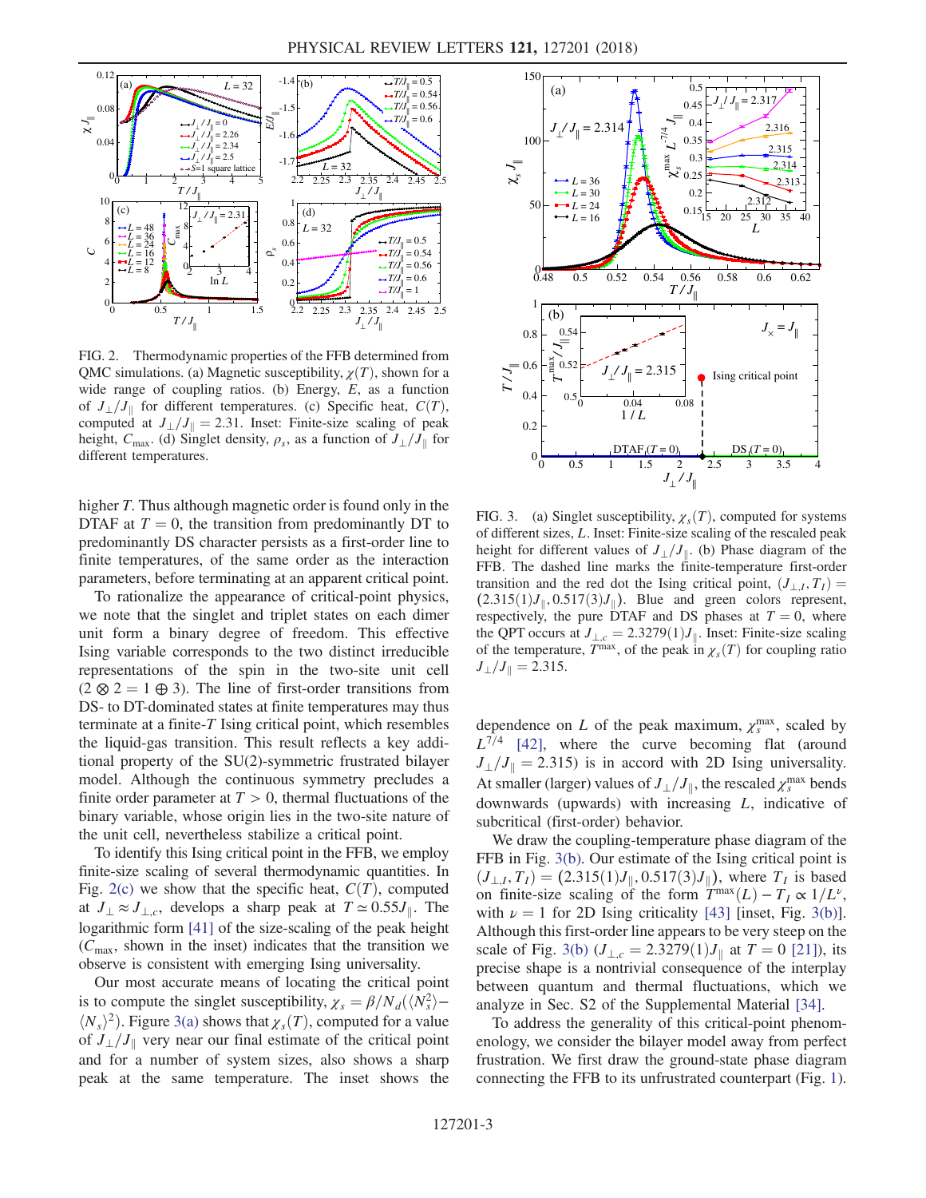FIG. 2. Thermodynamic properties of the FFB determined from QMC simulations. (a) Magnetic susceptibility, $\chi(T)$, shown for a wide range of coupling ratios. (b) Energy, $E$, as a function of $J_\perp/J_\parallel$ for different temperatures. (c) Specific heat, $C(T)$, computed at $J_\perp/J_\parallel = 2.31$. Inset: Finite-size scaling of peak height, $C_{\max}$. (d) Singlet density, $\rho_s$, as a function of $J_\perp/J_\parallel$ for different temperatures.

higher $T$. Thus although magnetic order is found only in the DTAF at $T = 0$, the transition from predominantly DT to predominantly DS character persists as a first-order line to finite temperatures, of the same order as the interaction parameters, before terminating at an apparent critical point.

To rationalize the appearance of critical-point physics, we note that the singlet and triplet states on each dimer unit form a binary degree of freedom. This effective Ising variable corresponds to the two distinct irreducible representations of the spin in the two-site unit cell ($2 \otimes 2 = 1 \oplus 3$). The line of first-order transitions from DS- to DT-dominated states at finite temperatures may thus terminate at a finite-$T$ Ising critical point, which resembles the liquid-gas transition. This result reflects a key additional property of the SU(2)-symmetric frustrated bilayer model. Although the continuous symmetry precludes a finite order parameter at $T > 0$, thermal fluctuations of the binary variable, whose origin lies in the two-site nature of the unit cell, nevertheless stabilize a critical point.

To identify this Ising critical point in the FFB, we employ finite-size scaling of several thermodynamic quantities. In Fig. 2(c) we show that the specific heat, $C(T)$, computed at $J_\perp \approx J_{\perp,c}$, develops a sharp peak at $T \simeq 0.55 J_\parallel$. The logarithmic form [41] of the size-scaling of the peak height ($C_{\max}$, shown in the inset) indicates that the transition we observe is consistent with emerging Ising universality.

Our most accurate means of locating the critical point is to compute the singlet susceptibility, $\chi_s = \beta/N_d(\langle N_s^2\rangle - \langle N_s\rangle^2)$. Figure 3(a) shows that $\chi_s(T)$, computed for a value of $J_\perp/J_\parallel$ very near our final estimate of the critical point and for a number of system sizes, also shows a sharp peak at the same temperature. The inset shows the

FIG. 3. (a) Singlet susceptibility, $\chi_s(T)$, computed for systems of different sizes, $L$. Inset: Finite-size scaling of the rescaled peak height for different values of $J_\perp/J_\parallel$. (b) Phase diagram of the FFB. The dashed line marks the finite-temperature first-order transition and the red dot the Ising critical point, $(J_{\perp,I}, T_I) = (2.315(1)J_\parallel, 0.517(3)J_\parallel)$. Blue and green colors represent, respectively, the pure DTAF and DS phases at $T = 0$, where the QPT occurs at $J_{\perp,c} = 2.3279(1)J_\parallel$. Inset: Finite-size scaling of the temperature, $T^{\max}$, of the peak in $\chi_s(T)$ for coupling ratio $J_\perp/J_\parallel = 2.315$.

dependence on $L$ of the peak maximum, $\chi_s^{\max}$, scaled by $L^{7/4}$ [42], where the curve becoming flat (around $J_\perp/J_\parallel = 2.315$) is in accord with 2D Ising universality. At smaller (larger) values of $J_\perp/J_\parallel$, the rescaled $\chi_s^{\max}$ bends downwards (upwards) with increasing $L$, indicative of subcritical (first-order) behavior.

We draw the coupling-temperature phase diagram of the FFB in Fig. 3(b). Our estimate of the Ising critical point is $(J_{\perp,I}, T_I) = (2.315(1)J_\parallel, 0.517(3)J_\parallel)$, where $T_I$ is based on finite-size scaling of the form $T^{\max}(L) - T_I \propto 1/L^\nu$, with $\nu = 1$ for 2D Ising criticality [43] [inset, Fig. 3(b)]. Although this first-order line appears to be very steep on the scale of Fig. 3(b) ($J_{\perp,c} = 2.3279(1)J_\parallel$ at $T = 0$ [21]), its precise shape is a nontrivial consequence of the interplay between quantum and thermal fluctuations, which we analyze in Sec. S2 of the Supplemental Material [34].

To address the generality of this critical-point phenomenology, we consider the bilayer model away from perfect frustration. We first draw the ground-state phase diagram connecting the FFB to its unfrustrated counterpart (Fig. 1).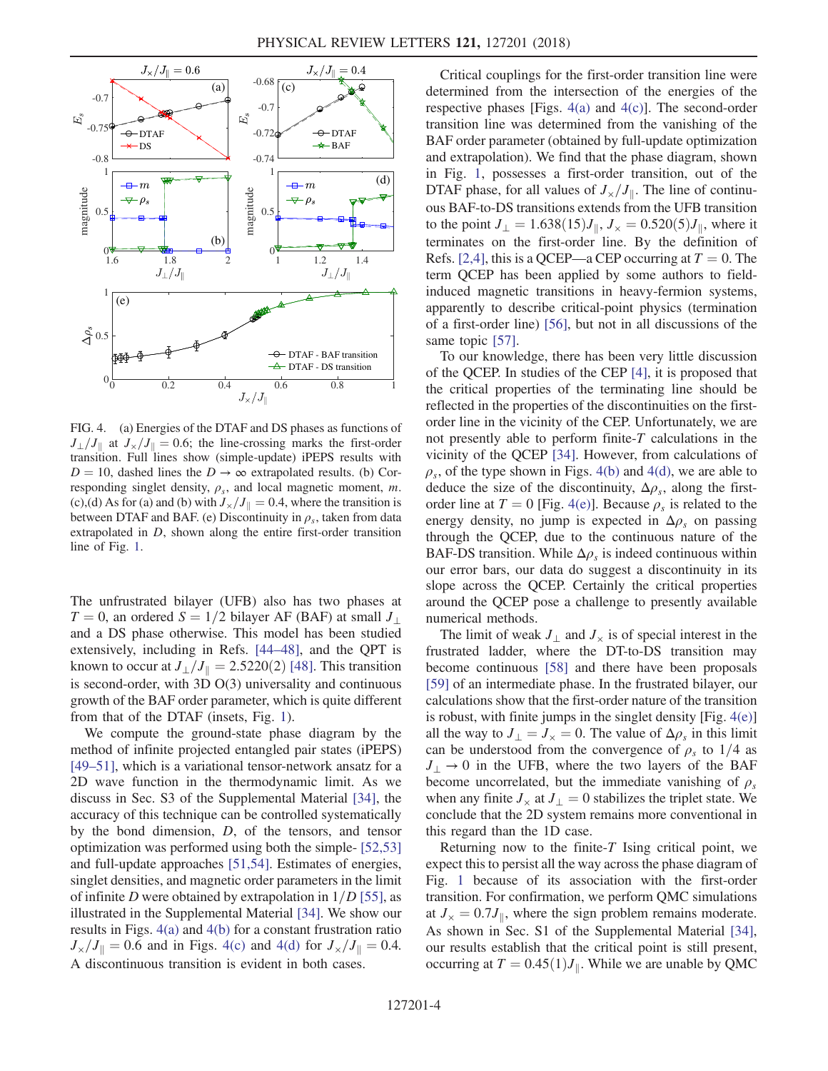FIG. 4. (a) Energies of the DTAF and DS phases as functions of $J_\perp/J_\parallel$ at $J_\times/J_\parallel = 0.6$; the line-crossing marks the first-order transition. Full lines show (simple-update) iPEPS results with $D = 10$, dashed lines the $D \to \infty$ extrapolated results. (b) Corresponding singlet density, $\rho_s$, and local magnetic moment, $m$. (c),(d) As for (a) and (b) with $J_\times/J_\parallel = 0.4$, where the transition is between DTAF and BAF. (e) Discontinuity in $\rho_s$, taken from data extrapolated in $D$, shown along the entire first-order transition line of Fig. 1.

The unfrustrated bilayer (UFB) also has two phases at $T = 0$, an ordered $S = 1/2$ bilayer AF (BAF) at small $J_\perp$ and a DS phase otherwise. This model has been studied extensively, including in Refs. [44–48], and the QPT is known to occur at $J_\perp/J_\parallel = 2.5220(2)$ [48]. This transition is second-order, with 3D O(3) universality and continuous growth of the BAF order parameter, which is quite different from that of the DTAF (insets, Fig. 1).

We compute the ground-state phase diagram by the method of infinite projected entangled pair states (iPEPS) [49–51], which is a variational tensor-network ansatz for a 2D wave function in the thermodynamic limit. As we discuss in Sec. S3 of the Supplemental Material [34], the accuracy of this technique can be controlled systematically by the bond dimension, $D$, of the tensors, and tensor optimization was performed using both the simple- [52,53] and full-update approaches [51,54]. Estimates of energies, singlet densities, and magnetic order parameters in the limit of infinite $D$ were obtained by extrapolation in $1/D$ [55], as illustrated in the Supplemental Material [34]. We show our results in Figs. 4(a) and 4(b) for a constant frustration ratio $J_\times/J_\parallel = 0.6$ and in Figs. 4(c) and 4(d) for $J_\times/J_\parallel = 0.4$. A discontinuous transition is evident in both cases.

Critical couplings for the first-order transition line were determined from the intersection of the energies of the respective phases [Figs. 4(a) and 4(c)]. The second-order transition line was determined from the vanishing of the BAF order parameter (obtained by full-update optimization and extrapolation). We find that the phase diagram, shown in Fig. 1, possesses a first-order transition, out of the DTAF phase, for all values of $J_\times/J_\parallel$. The line of continuous BAF-to-DS transitions extends from the UFB transition to the point $J_\perp = 1.638(15)J_\parallel$, $J_\times = 0.520(5)J_\parallel$, where it terminates on the first-order line. By the definition of Refs. [2,4], this is a QCEP—a CEP occurring at $T = 0$. The term QCEP has been applied by some authors to field-induced magnetic transitions in heavy-fermion systems, apparently to describe critical-point physics (termination of a first-order line) [56], but not in all discussions of the same topic [57].

To our knowledge, there has been very little discussion of the QCEP. In studies of the CEP [4], it is proposed that the critical properties of the terminating line should be reflected in the properties of the discontinuities on the first-order line in the vicinity of the CEP. Unfortunately, we are not presently able to perform finite-$T$ calculations in the vicinity of the QCEP [34]. However, from calculations of $\rho_s$, of the type shown in Figs. 4(b) and 4(d), we are able to deduce the size of the discontinuity, $\Delta\rho_s$, along the first-order line at $T = 0$ [Fig. 4(e)]. Because $\rho_s$ is related to the energy density, no jump is expected in $\Delta\rho_s$ on passing through the QCEP, due to the continuous nature of the BAF-DS transition. While $\Delta\rho_s$ is indeed continuous within our error bars, our data do suggest a discontinuity in its slope across the QCEP. Certainly the critical properties around the QCEP pose a challenge to presently available numerical methods.

The limit of weak $J_\perp$ and $J_\times$ is of special interest in the frustrated ladder, where the DT-to-DS transition may become continuous [58] and there have been proposals [59] of an intermediate phase. In the frustrated bilayer, our calculations show that the first-order nature of the transition is robust, with finite jumps in the singlet density [Fig. 4(e)] all the way to $J_\perp = J_\times = 0$. The value of $\Delta\rho_s$ in this limit can be understood from the convergence of $\rho_s$ to $1/4$ as $J_\perp \to 0$ in the UFB, where the two layers of the BAF become uncorrelated, but the immediate vanishing of $\rho_s$ when any finite $J_\times$ at $J_\perp = 0$ stabilizes the triplet state. We conclude that the 2D system remains more conventional in this regard than the 1D case.

Returning now to the finite-$T$ Ising critical point, we expect this to persist all the way across the phase diagram of Fig. 1 because of its association with the first-order transition. For confirmation, we perform QMC simulations at $J_\times = 0.7J_\parallel$, where the sign problem remains moderate. As shown in Sec. S1 of the Supplemental Material [34], our results establish that the critical point is still present, occurring at $T = 0.45(1)J_\parallel$. While we are unable by QMC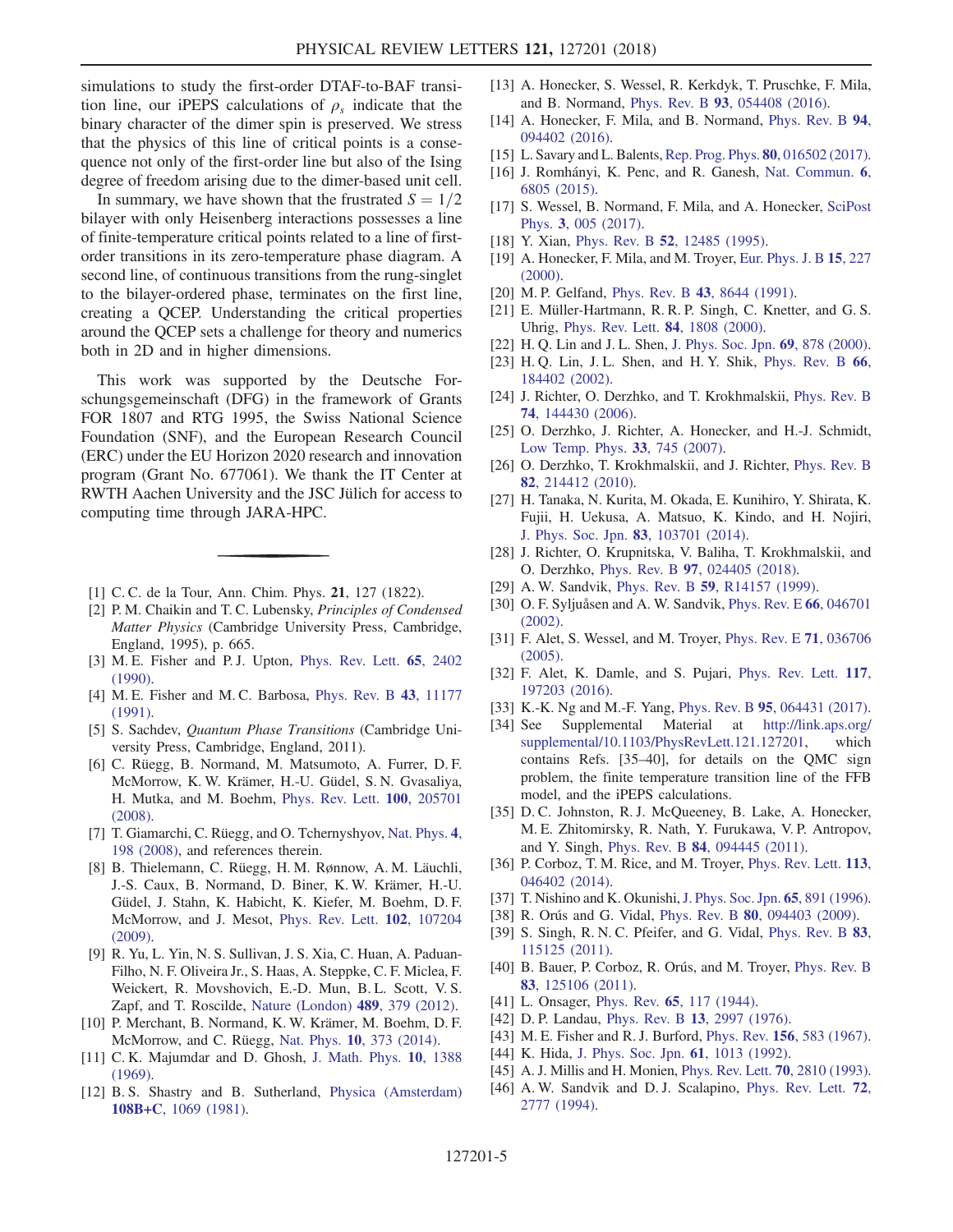simulations to study the first-order DTAF-to-BAF transition line, our iPEPS calculations of $\rho_s$ indicate that the binary character of the dimer spin is preserved. We stress that the physics of this line of critical points is a consequence not only of the first-order line but also of the Ising degree of freedom arising due to the dimer-based unit cell.

In summary, we have shown that the frustrated $S = 1/2$ bilayer with only Heisenberg interactions possesses a line of finite-temperature critical points related to a line of first-order transitions in its zero-temperature phase diagram. A second line, of continuous transitions from the rung-singlet to the bilayer-ordered phase, terminates on the first line, creating a QCEP. Understanding the critical properties around the QCEP sets a challenge for theory and numerics both in 2D and in higher dimensions.

This work was supported by the Deutsche Forschungsgemeinschaft (DFG) in the framework of Grants FOR 1807 and RTG 1995, the Swiss National Science Foundation (SNF), and the European Research Council (ERC) under the EU Horizon 2020 research and innovation program (Grant No. 677061). We thank the IT Center at RWTH Aachen University and the JSC Jülich for access to computing time through JARA-HPC.

---

[1] C. C. de la Tour, Ann. Chim. Phys. **21**, 127 (1822).
[2] P. M. Chaikin and T. C. Lubensky, *Principles of Condensed Matter Physics* (Cambridge University Press, Cambridge, England, 1995), p. 665.
[3] M. E. Fisher and P. J. Upton, Phys. Rev. Lett. **65**, 2402 (1990).
[4] M. E. Fisher and M. C. Barbosa, Phys. Rev. B **43**, 11177 (1991).
[5] S. Sachdev, *Quantum Phase Transitions* (Cambridge University Press, Cambridge, England, 2011).
[6] C. Rüegg, B. Normand, M. Matsumoto, A. Furrer, D. F. McMorrow, K. W. Krämer, H.-U. Güdel, S. N. Gvasaliya, H. Mutka, and M. Boehm, Phys. Rev. Lett. **100**, 205701 (2008).
[7] T. Giamarchi, C. Rüegg, and O. Tchernyshyov, Nat. Phys. **4**, 198 (2008), and references therein.
[8] B. Thielemann, C. Rüegg, H. M. Rønnow, A. M. Läuchli, J.-S. Caux, B. Normand, D. Biner, K. W. Krämer, H.-U. Güdel, J. Stahn, K. Habicht, K. Kiefer, M. Boehm, D. F. McMorrow, and J. Mesot, Phys. Rev. Lett. **102**, 107204 (2009).
[9] R. Yu, L. Yin, N. S. Sullivan, J. S. Xia, C. Huan, A. Paduan-Filho, N. F. Oliveira Jr., S. Haas, A. Steppke, C. F. Miclea, F. Weickert, R. Movshovich, E.-D. Mun, B. L. Scott, V. S. Zapf, and T. Roscilde, Nature (London) **489**, 379 (2012).
[10] P. Merchant, B. Normand, K. W. Krämer, M. Boehm, D. F. McMorrow, and C. Rüegg, Nat. Phys. **10**, 373 (2014).
[11] C. K. Majumdar and D. Ghosh, J. Math. Phys. **10**, 1388 (1969).
[12] B. S. Shastry and B. Sutherland, Physica (Amsterdam) **108B+C**, 1069 (1981).
[13] A. Honecker, S. Wessel, R. Kerkdyk, T. Pruschke, F. Mila, and B. Normand, Phys. Rev. B **93**, 054408 (2016).
[14] A. Honecker, F. Mila, and B. Normand, Phys. Rev. B **94**, 094402 (2016).
[15] L. Savary and L. Balents, Rep. Prog. Phys. **80**, 016502 (2017).
[16] J. Romhányi, K. Penc, and R. Ganesh, Nat. Commun. **6**, 6805 (2015).
[17] S. Wessel, B. Normand, F. Mila, and A. Honecker, SciPost Phys. **3**, 005 (2017).
[18] Y. Xian, Phys. Rev. B **52**, 12485 (1995).
[19] A. Honecker, F. Mila, and M. Troyer, Eur. Phys. J. B **15**, 227 (2000).
[20] M. P. Gelfand, Phys. Rev. B **43**, 8644 (1991).
[21] E. Müller-Hartmann, R. R. P. Singh, C. Knetter, and G. S. Uhrig, Phys. Rev. Lett. **84**, 1808 (2000).
[22] H. Q. Lin and J. L. Shen, J. Phys. Soc. Jpn. **69**, 878 (2000).
[23] H. Q. Lin, J. L. Shen, and H. Y. Shik, Phys. Rev. B **66**, 184402 (2002).
[24] J. Richter, O. Derzhko, and T. Krokhmalskii, Phys. Rev. B **74**, 144430 (2006).
[25] O. Derzhko, J. Richter, A. Honecker, and H.-J. Schmidt, Low Temp. Phys. **33**, 745 (2007).
[26] O. Derzhko, T. Krokhmalskii, and J. Richter, Phys. Rev. B **82**, 214412 (2010).
[27] H. Tanaka, N. Kurita, M. Okada, E. Kunihiro, Y. Shirata, K. Fujii, H. Uekusa, A. Matsuo, K. Kindo, and H. Nojiri, J. Phys. Soc. Jpn. **83**, 103701 (2014).
[28] J. Richter, O. Krupnitska, V. Baliha, T. Krokhmalskii, and O. Derzhko, Phys. Rev. B **97**, 024405 (2018).
[29] A. W. Sandvik, Phys. Rev. B **59**, R14157 (1999).
[30] O. F. Syljuåsen and A. W. Sandvik, Phys. Rev. E **66**, 046701 (2002).
[31] F. Alet, S. Wessel, and M. Troyer, Phys. Rev. E **71**, 036706 (2005).
[32] F. Alet, K. Damle, and S. Pujari, Phys. Rev. Lett. **117**, 197203 (2016).
[33] K.-K. Ng and M.-F. Yang, Phys. Rev. B **95**, 064431 (2017).
[34] See Supplemental Material at http://link.aps.org/supplemental/10.1103/PhysRevLett.121.127201, which contains Refs. [35–40], for details on the QMC sign problem, the finite temperature transition line of the FFB model, and the iPEPS calculations.
[35] D. C. Johnston, R. J. McQueeney, B. Lake, A. Honecker, M. E. Zhitomirsky, R. Nath, Y. Furukawa, V. P. Antropov, and Y. Singh, Phys. Rev. B **84**, 094445 (2011).
[36] P. Corboz, T. M. Rice, and M. Troyer, Phys. Rev. Lett. **113**, 046402 (2014).
[37] T. Nishino and K. Okunishi, J. Phys. Soc. Jpn. **65**, 891 (1996).
[38] R. Orús and G. Vidal, Phys. Rev. B **80**, 094403 (2009).
[39] S. Singh, R. N. C. Pfeifer, and G. Vidal, Phys. Rev. B **83**, 115125 (2011).
[40] B. Bauer, P. Corboz, R. Orús, and M. Troyer, Phys. Rev. B **83**, 125106 (2011).
[41] L. Onsager, Phys. Rev. **65**, 117 (1944).
[42] D. P. Landau, Phys. Rev. B **13**, 2997 (1976).
[43] M. E. Fisher and R. J. Burford, Phys. Rev. **156**, 583 (1967).
[44] K. Hida, J. Phys. Soc. Jpn. **61**, 1013 (1992).
[45] A. J. Millis and H. Monien, Phys. Rev. Lett. **70**, 2810 (1993).
[46] A. W. Sandvik and D. J. Scalapino, Phys. Rev. Lett. **72**, 2777 (1994).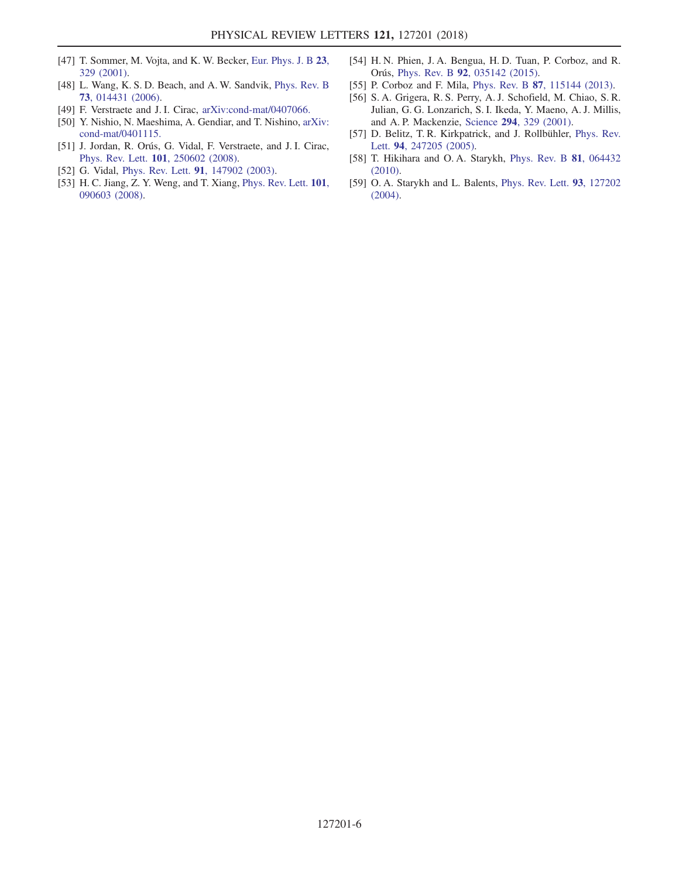[47] T. Sommer, M. Vojta, and K. W. Becker, Eur. Phys. J. B **23**, 329 (2001).

[48] L. Wang, K. S. D. Beach, and A. W. Sandvik, Phys. Rev. B **73**, 014431 (2006).

[49] F. Verstraete and J. I. Cirac, arXiv:cond-mat/0407066.

[50] Y. Nishio, N. Maeshima, A. Gendiar, and T. Nishino, arXiv: cond-mat/0401115.

[51] J. Jordan, R. Orús, G. Vidal, F. Verstraete, and J. I. Cirac, Phys. Rev. Lett. **101**, 250602 (2008).

[52] G. Vidal, Phys. Rev. Lett. **91**, 147902 (2003).

[53] H. C. Jiang, Z. Y. Weng, and T. Xiang, Phys. Rev. Lett. **101**, 090603 (2008).

[54] H. N. Phien, J. A. Bengua, H. D. Tuan, P. Corboz, and R. Orús, Phys. Rev. B **92**, 035142 (2015).

[55] P. Corboz and F. Mila, Phys. Rev. B **87**, 115144 (2013).

[56] S. A. Grigera, R. S. Perry, A. J. Schofield, M. Chiao, S. R. Julian, G. G. Lonzarich, S. I. Ikeda, Y. Maeno, A. J. Millis, and A. P. Mackenzie, Science **294**, 329 (2001).

[57] D. Belitz, T. R. Kirkpatrick, and J. Rollbühler, Phys. Rev. Lett. **94**, 247205 (2005).

[58] T. Hikihara and O. A. Starykh, Phys. Rev. B **81**, 064432 (2010).

[59] O. A. Starykh and L. Balents, Phys. Rev. Lett. **93**, 127202 (2004).